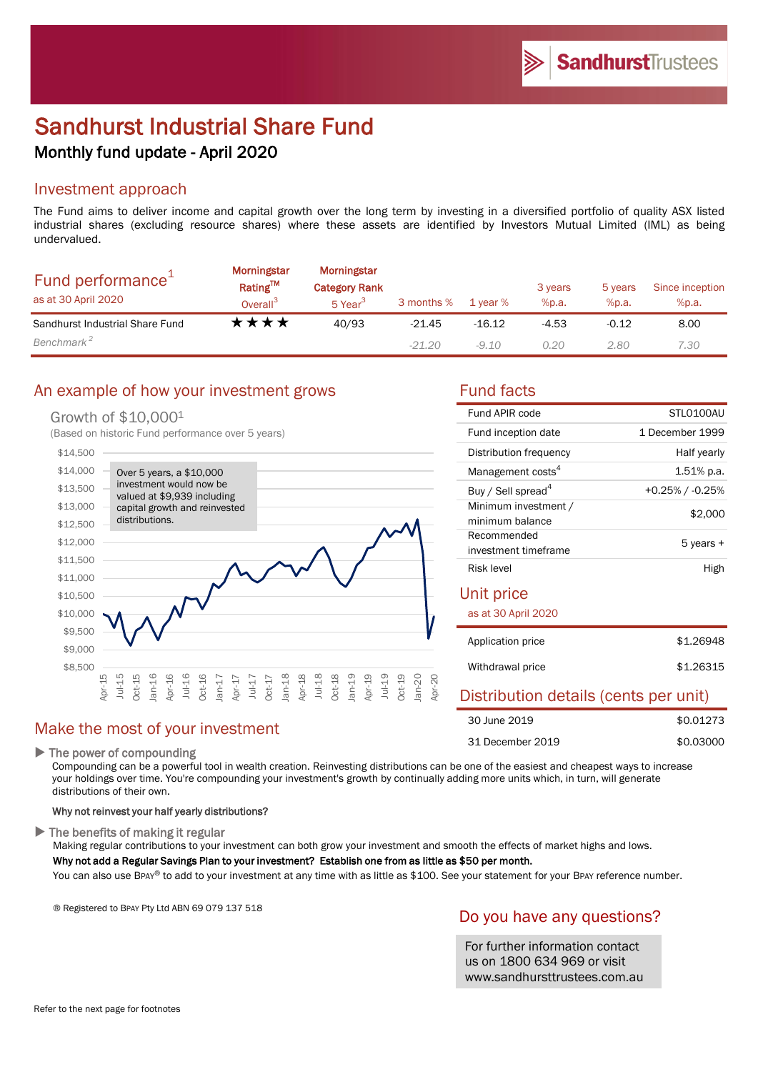SandhurstTrustees

# Sandhurst Industrial Share Fund

## Monthly fund update - April 2020

### Investment approach

The Fund aims to deliver income and capital growth over the long term by investing in a diversified portfolio of quality ASX listed industrial shares (excluding resource shares) where these assets are identified by Investors Mutual Limited (IML) as being undervalued.

| Fund performance[1] as at 30 April 2020 | Morningstar Rating™ Overall[3] | Morningstar Category Rank 5 Year[3] | 3 months % | 1 year % | 3 years %p.a. | 5 years %p.a. | Since inception %p.a. |
|---|---|---|---|---|---|---|---|
| Sandhurst Industrial Share Fund | ★★★★ | 40/93 | -21.45 | -16.12 | -4.53 | -0.12 | 8.00 |
| *Benchmark[2]* | | | *-21.20* | *-9.10* | *0.20* | *2.80* | *7.30* |

### An example of how your investment grows

Growth of $10,000[1]

(Based on historic Fund performance over 5 years)

Over 5 years, a $10,000 investment would now be valued at $9,939 including capital growth and reinvested distributions.

### Fund facts

| | |
|---|---|
| Fund APIR code | STL0100AU |
| Fund inception date | 1 December 1999 |
| Distribution frequency | Half yearly |
| Management costs[4] | 1.51% p.a. |
| Buy / Sell spread[4] | +0.25% / -0.25% |
| Minimum investment / minimum balance | $2,000 |
| Recommended investment timeframe | 5 years + |
| Risk level | High |

### Unit price

as at 30 April 2020

| | |
|---|---|
| Application price | $1.26948 |
| Withdrawal price | $1.26315 |

### Distribution details (cents per unit)

| | |
|---|---|
| 30 June 2019 | $0.01273 |
| 31 December 2019 | $0.03000 |

### Make the most of your investment

▶ The power of compounding

Compounding can be a powerful tool in wealth creation. Reinvesting distributions can be one of the easiest and cheapest ways to increase your holdings over time. You're compounding your investment's growth by continually adding more units which, in turn, will generate distributions of their own.

**Why not reinvest your half yearly distributions?**

▶ The benefits of making it regular

Making regular contributions to your investment can both grow your investment and smooth the effects of market highs and lows.

**Why not add a Regular Savings Plan to your investment? Establish one from as little as $50 per month.**

You can also use BPAY® to add to your investment at any time with as little as $100. See your statement for your BPAY reference number.

® Registered to BPAY Pty Ltd ABN 69 079 137 518

### Do you have any questions?

For further information contact us on 1800 634 969 or visit www.sandhursttrustees.com.au

Refer to the next page for footnotes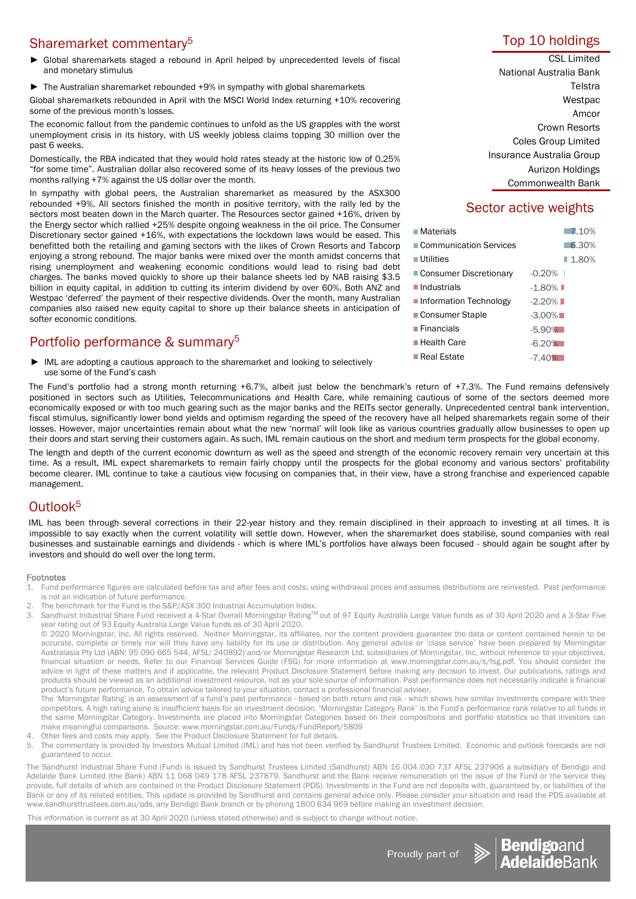## Sharemarket commentary[5]

- ► Global sharemarkets staged a rebound in April helped by unprecedented levels of fiscal and monetary stimulus
- ► The Australian sharemarket rebounded +9% in sympathy with global sharemarkets

Global sharemarkets rebounded in April with the MSCI World Index returning +10% recovering some of the previous month's losses.

The economic fallout from the pandemic continues to unfold as the US grapples with the worst unemployment crisis in its history, with US weekly jobless claims topping 30 million over the past 6 weeks.

Domestically, the RBA indicated that they would hold rates steady at the historic low of 0.25% "for some time". Australian dollar also recovered some of its heavy losses of the previous two months rallying +7% against the US dollar over the month.

In sympathy with global peers, the Australian sharemarket as measured by the ASX300 rebounded +9%. All sectors finished the month in positive territory, with the rally led by the sectors most beaten down in the March quarter. The Resources sector gained +16%, driven by the Energy sector which rallied +25% despite ongoing weakness in the oil price. The Consumer Discretionary sector gained +16%, with expectations the lockdown laws would be eased. This benefitted both the retailing and gaming sectors with the likes of Crown Resorts and Tabcorp enjoying a strong rebound. The major banks were mixed over the month amidst concerns that rising unemployment and weakening economic conditions would lead to rising bad debt charges. The banks moved quickly to shore up their balance sheets led by NAB raising $3.5 billion in equity capital, in addition to cutting its interim dividend by over 60%. Both ANZ and Westpac 'deferred' the payment of their respective dividends. Over the month, many Australian companies also raised new equity capital to shore up their balance sheets in anticipation of softer economic conditions.

## Top 10 holdings

- CSL Limited
- National Australia Bank
- Telstra
- Westpac
- Amcor
- Crown Resorts
- Coles Group Limited
- Insurance Australia Group
- Aurizon Holdings
- Commonwealth Bank

## Sector active weights

Materials 7.10%
Communication Services 6.30%
Utilities 1.80%
Consumer Discretionary -0.20%
Industrials -1.80%
Information Technology -2.20%
Consumer Staple -3.00%
Financials -5.90%
Health Care -6.20%
Real Estate -7.40%

## Portfolio performance & summary[5]

- ► IML are adopting a cautious approach to the sharemarket and looking to selectively use some of the Fund's cash

The Fund's portfolio had a strong month returning +6.7%, albeit just below the benchmark's return of +7.3%. The Fund remains defensively positioned in sectors such as Utilities, Telecommunications and Health Care, while remaining cautious of some of the sectors deemed more economically exposed or with too much gearing such as the major banks and the REITs sector generally. Unprecedented central bank intervention, fiscal stimulus, significantly lower bond yields and optimism regarding the speed of the recovery have all helped sharemarkets regain some of their losses. However, major uncertainties remain about what the new 'normal' will look like as various countries gradually allow businesses to open up their doors and start serving their customers again. As such, IML remain cautious on the short and medium term prospects for the global economy.

The length and depth of the current economic downturn as well as the speed and strength of the economic recovery remain very uncertain at this time. As a result, IML expect sharemarkets to remain fairly choppy until the prospects for the global economy and various sectors' profitability become clearer. IML continue to take a cautious view focusing on companies that, in their view, have a strong franchise and experienced capable management.

## Outlook[5]

IML has been through several corrections in their 22-year history and they remain disciplined in their approach to investing at all times. It is impossible to say exactly when the current volatility will settle down. However, when the sharemarket does stabilise, sound companies with real businesses and sustainable earnings and dividends - which is where IML's portfolios have always been focused - should again be sought after by investors and should do well over the long term.

### Footnotes

1. Fund performance figures are calculated before tax and after fees and costs; using withdrawal prices and assumes distributions are reinvested. Past performance is not an indication of future performance.
2. The benchmark for the Fund is the S&P/ASX 300 Industrial Accumulation Index.
3. Sandhurst Industrial Share Fund received a 4-Star Overall Morningstar Rating[TM] out of 97 Equity Australia Large Value funds as of 30 April 2020 and a 3-Star Five year rating out of 93 Equity Australia Large Value funds as of 30 April 2020.
   © 2020 Morningstar, Inc. All rights reserved. Neither Morningstar, its affiliates, nor the content providers guarantee the data or content contained herein to be accurate, complete or timely nor will they have any liability for its use or distribution. Any general advice or 'class service' have been prepared by Morningstar Australasia Pty Ltd (ABN: 95 090 665 544, AFSL: 240892) and/or Morningstar Research Ltd, subsidiaries of Morningstar, Inc, without reference to your objectives, financial situation or needs. Refer to our Financial Services Guide (FSG) for more information at www.morningstar.com.au/s/fsg.pdf. You should consider the advice in light of these matters and if applicable, the relevant Product Disclosure Statement before making any decision to invest. Our publications, ratings and products should be viewed as an additional investment resource, not as your sole source of information. Past performance does not necessarily indicate a financial product's future performance. To obtain advice tailored to your situation, contact a professional financial adviser.
   The 'Morningstar Rating' is an assessment of a fund's past performance - based on both return and risk - which shows how similar investments compare with their competitors. A high rating alone is insufficient basis for an investment decision. 'Morningstar Category Rank' is the Fund's performance rank relative to all funds in the same Morningstar Category. Investments are placed into Morningstar Categories based on their compositions and portfolio statistics so that investors can make meaningful comparisons. Source: www.morningstar.com.au/Funds/FundReport/5809
4. Other fees and costs may apply. See the Product Disclosure Statement for full details.
5. The commentary is provided by Investors Mutual Limited (IML) and has not been verified by Sandhurst Trustees Limited. Economic and outlook forecasts are not guaranteed to occur.

The Sandhurst Industrial Share Fund (Fund) is issued by Sandhurst Trustees Limited (Sandhurst) ABN 16 004 030 737 AFSL 237906 a subsidiary of Bendigo and Adelaide Bank Limited (the Bank) ABN 11 068 049 178 AFSL 237879. Sandhurst and the Bank receive remuneration on the issue of the Fund or the service they provide, full details of which are contained in the Product Disclosure Statement (PDS). Investments in the Fund are not deposits with, guaranteed by, or liabilities of the Bank or any of its related entities. This update is provided by Sandhurst and contains general advice only. Please consider your situation and read the PDS available at www.sandhursttrustees.com.au/pds, any Bendigo Bank branch or by phoning 1800 634 969 before making an investment decision.

This information is current as at 30 April 2020 (unless stated otherwise) and is subject to change without notice.

Proudly part of Bendigo and Adelaide Bank